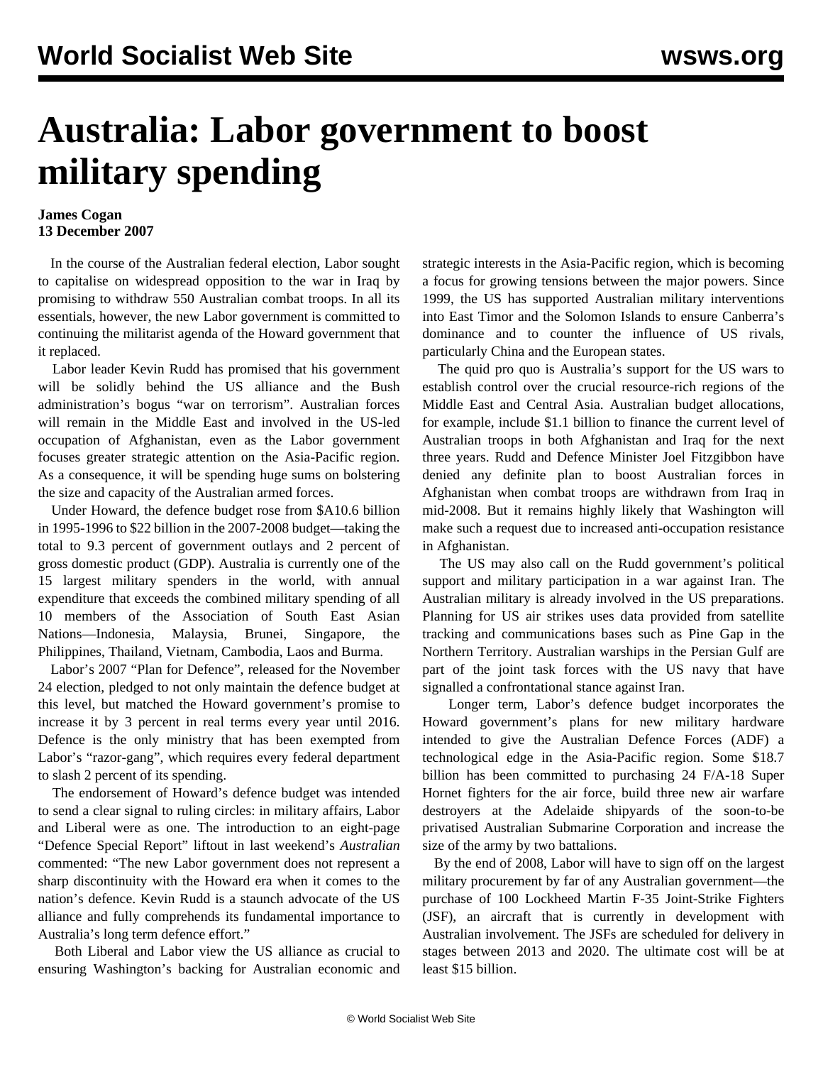# Australia: Labor government to boost military spending

**James Cogan**
**13 December 2007**

In the course of the Australian federal election, Labor sought to capitalise on widespread opposition to the war in Iraq by promising to withdraw 550 Australian combat troops. In all its essentials, however, the new Labor government is committed to continuing the militarist agenda of the Howard government that it replaced.

Labor leader Kevin Rudd has promised that his government will be solidly behind the US alliance and the Bush administration's bogus "war on terrorism". Australian forces will remain in the Middle East and involved in the US-led occupation of Afghanistan, even as the Labor government focuses greater strategic attention on the Asia-Pacific region. As a consequence, it will be spending huge sums on bolstering the size and capacity of the Australian armed forces.

Under Howard, the defence budget rose from $A10.6 billion in 1995-1996 to $22 billion in the 2007-2008 budget—taking the total to 9.3 percent of government outlays and 2 percent of gross domestic product (GDP). Australia is currently one of the 15 largest military spenders in the world, with annual expenditure that exceeds the combined military spending of all 10 members of the Association of South East Asian Nations—Indonesia, Malaysia, Brunei, Singapore, the Philippines, Thailand, Vietnam, Cambodia, Laos and Burma.

Labor's 2007 "Plan for Defence", released for the November 24 election, pledged to not only maintain the defence budget at this level, but matched the Howard government's promise to increase it by 3 percent in real terms every year until 2016. Defence is the only ministry that has been exempted from Labor's "razor-gang", which requires every federal department to slash 2 percent of its spending.

The endorsement of Howard's defence budget was intended to send a clear signal to ruling circles: in military affairs, Labor and Liberal were as one. The introduction to an eight-page "Defence Special Report" liftout in last weekend's *Australian* commented: "The new Labor government does not represent a sharp discontinuity with the Howard era when it comes to the nation's defence. Kevin Rudd is a staunch advocate of the US alliance and fully comprehends its fundamental importance to Australia's long term defence effort."

Both Liberal and Labor view the US alliance as crucial to ensuring Washington's backing for Australian economic and strategic interests in the Asia-Pacific region, which is becoming a focus for growing tensions between the major powers. Since 1999, the US has supported Australian military interventions into East Timor and the Solomon Islands to ensure Canberra's dominance and to counter the influence of US rivals, particularly China and the European states.

The quid pro quo is Australia's support for the US wars to establish control over the crucial resource-rich regions of the Middle East and Central Asia. Australian budget allocations, for example, include $1.1 billion to finance the current level of Australian troops in both Afghanistan and Iraq for the next three years. Rudd and Defence Minister Joel Fitzgibbon have denied any definite plan to boost Australian forces in Afghanistan when combat troops are withdrawn from Iraq in mid-2008. But it remains highly likely that Washington will make such a request due to increased anti-occupation resistance in Afghanistan.

The US may also call on the Rudd government's political support and military participation in a war against Iran. The Australian military is already involved in the US preparations. Planning for US air strikes uses data provided from satellite tracking and communications bases such as Pine Gap in the Northern Territory. Australian warships in the Persian Gulf are part of the joint task forces with the US navy that have signalled a confrontational stance against Iran.

Longer term, Labor's defence budget incorporates the Howard government's plans for new military hardware intended to give the Australian Defence Forces (ADF) a technological edge in the Asia-Pacific region. Some $18.7 billion has been committed to purchasing 24 F/A-18 Super Hornet fighters for the air force, build three new air warfare destroyers at the Adelaide shipyards of the soon-to-be privatised Australian Submarine Corporation and increase the size of the army by two battalions.

By the end of 2008, Labor will have to sign off on the largest military procurement by far of any Australian government—the purchase of 100 Lockheed Martin F-35 Joint-Strike Fighters (JSF), an aircraft that is currently in development with Australian involvement. The JSFs are scheduled for delivery in stages between 2013 and 2020. The ultimate cost will be at least $15 billion.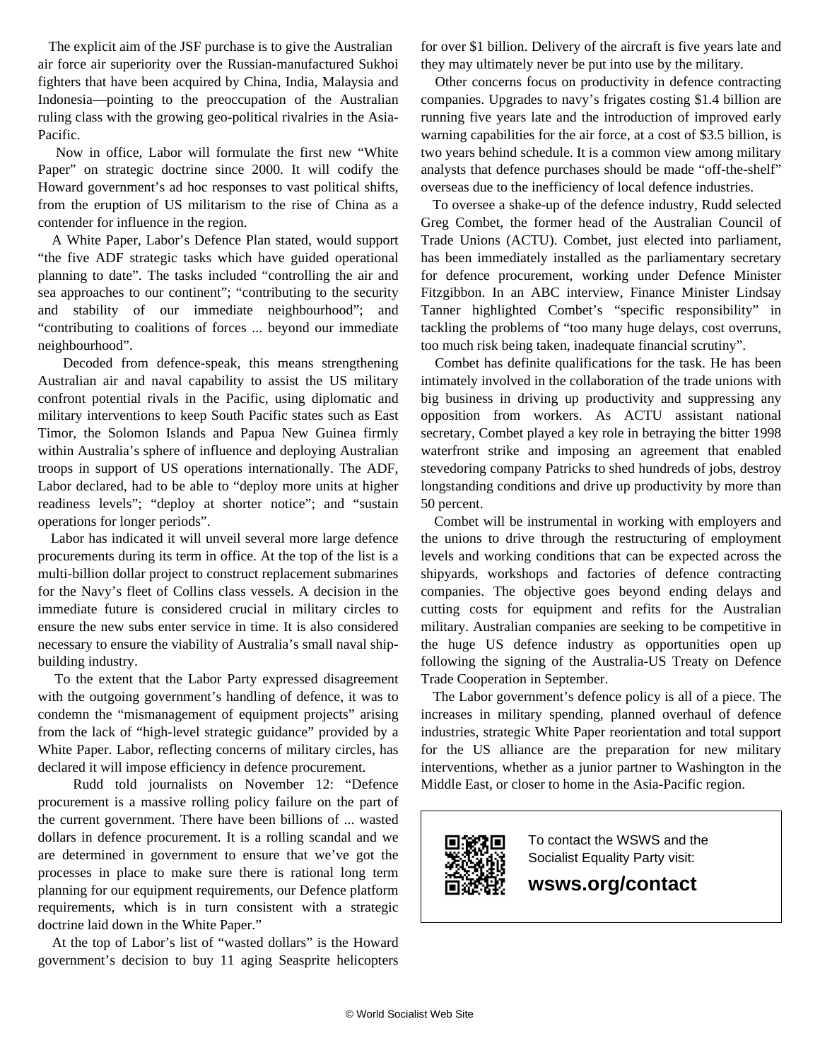The explicit aim of the JSF purchase is to give the Australian air force air superiority over the Russian-manufactured Sukhoi fighters that have been acquired by China, India, Malaysia and Indonesia—pointing to the preoccupation of the Australian ruling class with the growing geo-political rivalries in the Asia-Pacific.

Now in office, Labor will formulate the first new "White Paper" on strategic doctrine since 2000. It will codify the Howard government's ad hoc responses to vast political shifts, from the eruption of US militarism to the rise of China as a contender for influence in the region.

A White Paper, Labor's Defence Plan stated, would support "the five ADF strategic tasks which have guided operational planning to date". The tasks included "controlling the air and sea approaches to our continent"; "contributing to the security and stability of our immediate neighbourhood"; and "contributing to coalitions of forces ... beyond our immediate neighbourhood".

Decoded from defence-speak, this means strengthening Australian air and naval capability to assist the US military confront potential rivals in the Pacific, using diplomatic and military interventions to keep South Pacific states such as East Timor, the Solomon Islands and Papua New Guinea firmly within Australia's sphere of influence and deploying Australian troops in support of US operations internationally. The ADF, Labor declared, had to be able to "deploy more units at higher readiness levels"; "deploy at shorter notice"; and "sustain operations for longer periods".

Labor has indicated it will unveil several more large defence procurements during its term in office. At the top of the list is a multi-billion dollar project to construct replacement submarines for the Navy's fleet of Collins class vessels. A decision in the immediate future is considered crucial in military circles to ensure the new subs enter service in time. It is also considered necessary to ensure the viability of Australia's small naval ship-building industry.

To the extent that the Labor Party expressed disagreement with the outgoing government's handling of defence, it was to condemn the "mismanagement of equipment projects" arising from the lack of "high-level strategic guidance" provided by a White Paper. Labor, reflecting concerns of military circles, has declared it will impose efficiency in defence procurement.

Rudd told journalists on November 12: "Defence procurement is a massive rolling policy failure on the part of the current government. There have been billions of ... wasted dollars in defence procurement. It is a rolling scandal and we are determined in government to ensure that we've got the processes in place to make sure there is rational long term planning for our equipment requirements, our Defence platform requirements, which is in turn consistent with a strategic doctrine laid down in the White Paper."

At the top of Labor's list of "wasted dollars" is the Howard government's decision to buy 11 aging Seasprite helicopters for over $1 billion. Delivery of the aircraft is five years late and they may ultimately never be put into use by the military.

Other concerns focus on productivity in defence contracting companies. Upgrades to navy's frigates costing $1.4 billion are running five years late and the introduction of improved early warning capabilities for the air force, at a cost of $3.5 billion, is two years behind schedule. It is a common view among military analysts that defence purchases should be made "off-the-shelf" overseas due to the inefficiency of local defence industries.

To oversee a shake-up of the defence industry, Rudd selected Greg Combet, the former head of the Australian Council of Trade Unions (ACTU). Combet, just elected into parliament, has been immediately installed as the parliamentary secretary for defence procurement, working under Defence Minister Fitzgibbon. In an ABC interview, Finance Minister Lindsay Tanner highlighted Combet's "specific responsibility" in tackling the problems of "too many huge delays, cost overruns, too much risk being taken, inadequate financial scrutiny".

Combet has definite qualifications for the task. He has been intimately involved in the collaboration of the trade unions with big business in driving up productivity and suppressing any opposition from workers. As ACTU assistant national secretary, Combet played a key role in betraying the bitter 1998 waterfront strike and imposing an agreement that enabled stevedoring company Patricks to shed hundreds of jobs, destroy longstanding conditions and drive up productivity by more than 50 percent.

Combet will be instrumental in working with employers and the unions to drive through the restructuring of employment levels and working conditions that can be expected across the shipyards, workshops and factories of defence contracting companies. The objective goes beyond ending delays and cutting costs for equipment and refits for the Australian military. Australian companies are seeking to be competitive in the huge US defence industry as opportunities open up following the signing of the Australia-US Treaty on Defence Trade Cooperation in September.

The Labor government's defence policy is all of a piece. The increases in military spending, planned overhaul of defence industries, strategic White Paper reorientation and total support for the US alliance are the preparation for new military interventions, whether as a junior partner to Washington in the Middle East, or closer to home in the Asia-Pacific region.

To contact the WSWS and the Socialist Equality Party visit:

**wsws.org/contact**